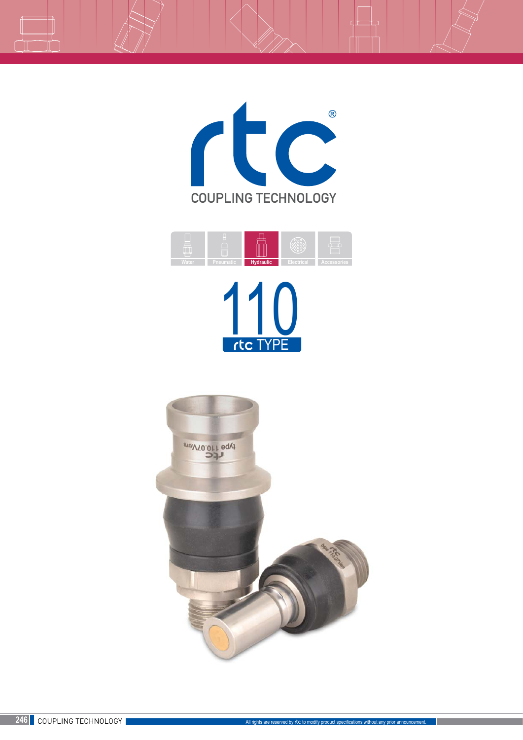# rtc®

## COUPLING TECHNOLOGY

Water | Pneumatic | **Hydraulic** | Electrical | Accessories

# 110

## rtc TYPE

All rights are reserved by rtc to modify product specifications without any prior announcement.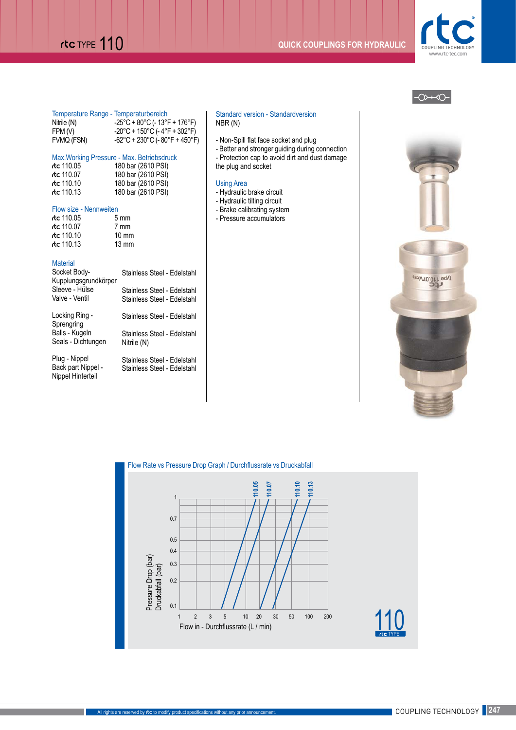# rtc TYPE 110

## QUICK COUPLINGS FOR HYDRAULIC

### Temperature Range - Temperaturbereich

| | |
|---|---|
| Nitrile (N) | -25°C + 80°C (- 13°F + 176°F) |
| FPM (V) | -20°C + 150°C (- 4°F + 302°F) |
| FVMQ (FSN) | -62°C + 230°C (- 80°F + 450°F) |

### Max.Working Pressure - Max. Betriebsdruck

| | |
|---|---|
| rtc 110.05 | 180 bar (2610 PSI) |
| rtc 110.07 | 180 bar (2610 PSI) |
| rtc 110.10 | 180 bar (2610 PSI) |
| rtc 110.13 | 180 bar (2610 PSI) |

### Flow size - Nennweiten

| | |
|---|---|
| rtc 110.05 | 5 mm |
| rtc 110.07 | 7 mm |
| rtc 110.10 | 10 mm |
| rtc 110.13 | 13 mm |

### Material

| | |
|---|---|
| Socket Body- Kupplungsgrundkörper | Stainless Steel - Edelstahl |
| Sleeve - Hülse | Stainless Steel - Edelstahl |
| Valve - Ventil | Stainless Steel - Edelstahl |
| Locking Ring - Sprengring | Stainless Steel - Edelstahl |
| Balls - Kugeln | Stainless Steel - Edelstahl |
| Seals - Dichtungen | Nitrile (N) |
| Plug - Nippel | Stainless Steel - Edelstahl |
| Back part Nippel - Nippel Hinterteil | Stainless Steel - Edelstahl |

### Standard version - Standardversion

NBR (N)

- Non-Spill flat face socket and plug
- Better and stronger guiding during connection
- Protection cap to avoid dirt and dust damage the plug and socket

### Using Area

- Hydraulic brake circuit
- Hydraulic tilting circuit
- Brake calibrating system
- Pressure accumulators

### Flow Rate vs Pressure Drop Graph / Durchflussrate vs Druckabfall

Pressure Drop (bar) / Druckabfall (bar): 0.1, 0.2, 0.3, 0.4, 0.5, 0.7, 1

Flow in - Durchflussrate (L / min): 1, 2, 3, 5, 10, 20, 30, 50, 100, 200

Curves: 110.05, 110.07, 110.10, 110.13

All rights are reserved by rtc to modify product specifications without any prior announcement.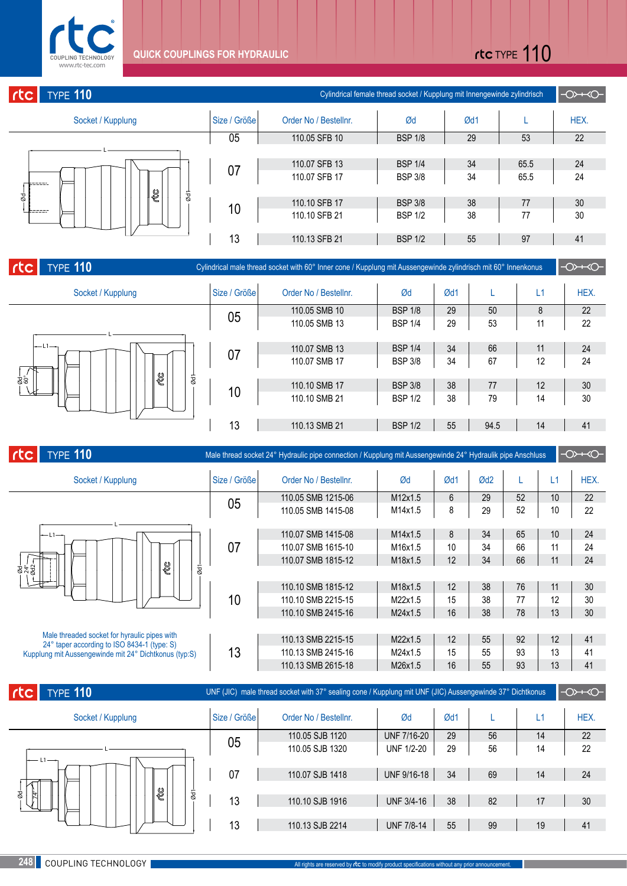# QUICK COUPLINGS FOR HYDRAULIC

## rtc TYPE 110

### TYPE 110 — Cylindrical female thread socket / Kupplung mit Innengewinde zylindrisch

| Size / Größe | Order No / Bestellnr. | Ød | Ød1 | L | HEX. |
|---|---|---|---|---|---|
| 05 | 110.05 SFB 10 | BSP 1/8 | 29 | 53 | 22 |
| 07 | 110.07 SFB 13 | BSP 1/4 | 34 | 65.5 | 24 |
| | 110.07 SFB 17 | BSP 3/8 | 34 | 65.5 | 24 |
| 10 | 110.10 SFB 17 | BSP 3/8 | 38 | 77 | 30 |
| | 110.10 SFB 21 | BSP 1/2 | 38 | 77 | 30 |
| 13 | 110.13 SFB 21 | BSP 1/2 | 55 | 97 | 41 |

### TYPE 110 — Cylindrical male thread socket with 60° Inner cone / Kupplung mit Aussengewinde zylindrisch mit 60° Innenkonus

| Size / Größe | Order No / Bestellnr. | Ød | Ød1 | L | L1 | HEX. |
|---|---|---|---|---|---|---|
| 05 | 110.05 SMB 10 | BSP 1/8 | 29 | 50 | 8 | 22 |
| | 110.05 SMB 13 | BSP 1/4 | 29 | 53 | 11 | 22 |
| 07 | 110.07 SMB 13 | BSP 1/4 | 34 | 66 | 11 | 24 |
| | 110.07 SMB 17 | BSP 3/8 | 34 | 67 | 12 | 24 |
| 10 | 110.10 SMB 17 | BSP 3/8 | 38 | 77 | 12 | 30 |
| | 110.10 SMB 21 | BSP 1/2 | 38 | 79 | 14 | 30 |
| 13 | 110.13 SMB 21 | BSP 1/2 | 55 | 94.5 | 14 | 41 |

### TYPE 110 — Male thread socket 24° Hydraulic pipe connection / Kupplung mit Aussengewinde 24° Hydraulik pipe Anschluss

| Size / Größe | Order No / Bestellnr. | Ød | Ød1 | Ød2 | L | L1 | HEX. |
|---|---|---|---|---|---|---|---|
| 05 | 110.05 SMB 1215-06 | M12x1.5 | 6 | 29 | 52 | 10 | 22 |
| | 110.05 SMB 1415-08 | M14x1.5 | 8 | 29 | 52 | 10 | 22 |
| 07 | 110.07 SMB 1415-08 | M14x1.5 | 8 | 34 | 65 | 10 | 24 |
| | 110.07 SMB 1615-10 | M16x1.5 | 10 | 34 | 66 | 11 | 24 |
| | 110.07 SMB 1815-12 | M18x1.5 | 12 | 34 | 66 | 11 | 24 |
| 10 | 110.10 SMB 1815-12 | M18x1.5 | 12 | 38 | 76 | 11 | 30 |
| | 110.10 SMB 2215-15 | M22x1.5 | 15 | 38 | 77 | 12 | 30 |
| | 110.10 SMB 2415-16 | M24x1.5 | 16 | 38 | 78 | 13 | 30 |
| 13 | 110.13 SMB 2215-15 | M22x1.5 | 12 | 55 | 92 | 12 | 41 |
| | 110.13 SMB 2415-16 | M24x1.5 | 15 | 55 | 93 | 13 | 41 |
| | 110.13 SMB 2615-18 | M26x1.5 | 16 | 55 | 93 | 13 | 41 |

Male threaded socket for hyraulic pipes with 24° taper according to ISO 8434-1 (type: S)
Kupplung mit Aussengewinde mit 24° Dichtkonus (typ:S)

### TYPE 110 — UNF (JIC) male thread socket with 37° sealing cone / Kupplung mit UNF (JIC) Aussengewinde 37° Dichtkonus

| Size / Größe | Order No / Bestellnr. | Ød | Ød1 | L | L1 | HEX. |
|---|---|---|---|---|---|---|
| 05 | 110.05 SJB 1120 | UNF 7/16-20 | 29 | 56 | 14 | 22 |
| | 110.05 SJB 1320 | UNF 1/2-20 | 29 | 56 | 14 | 22 |
| 07 | 110.07 SJB 1418 | UNF 9/16-18 | 34 | 69 | 14 | 24 |
| 13 | 110.10 SJB 1916 | UNF 3/4-16 | 38 | 82 | 17 | 30 |
| 13 | 110.13 SJB 2214 | UNF 7/8-14 | 55 | 99 | 19 | 41 |

All rights are reserved by rtc to modify product specifications without any prior announcement.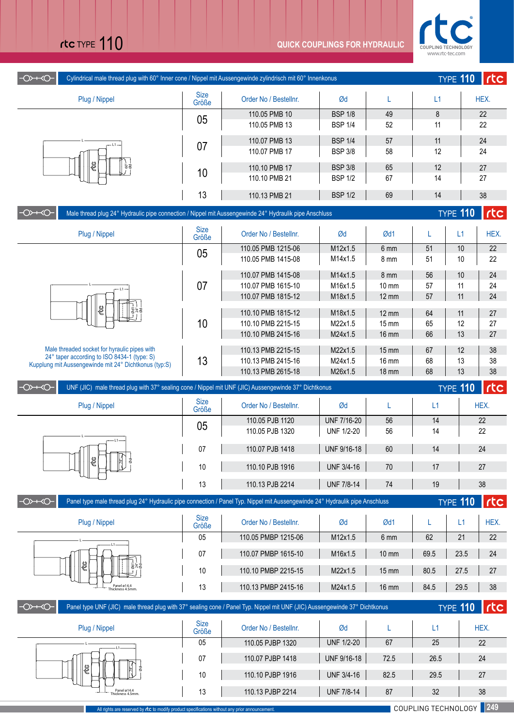# rtc TYPE 110

## QUICK COUPLINGS FOR HYDRAULIC

### Cylindrical male thread plug with 60° Inner cone / Nippel mit Aussengewinde zylindrisch mit 60° Innenkonus

TYPE 110

| Plug / Nippel | Size Größe | Order No / Bestellnr. | Ød | L | L1 | HEX. |
|---|---|---|---|---|---|---|
| | 05 | 110.05 PMB 10 | BSP 1/8 | 49 | 8 | 22 |
| | | 110.05 PMB 13 | BSP 1/4 | 52 | 11 | 22 |
| | 07 | 110.07 PMB 13 | BSP 1/4 | 57 | 11 | 24 |
| | | 110.07 PMB 17 | BSP 3/8 | 58 | 12 | 24 |
| | 10 | 110.10 PMB 17 | BSP 3/8 | 65 | 12 | 27 |
| | | 110.10 PMB 21 | BSP 1/2 | 67 | 14 | 27 |
| | 13 | 110.13 PMB 21 | BSP 1/2 | 69 | 14 | 38 |

### Male thread plug 24° Hydraulic pipe connection / Nippel mit Aussengewinde 24° Hydraulik pipe Anschluss

TYPE 110

| Plug / Nippel | Size Größe | Order No / Bestellnr. | Ød | Ød1 | L | L1 | HEX. |
|---|---|---|---|---|---|---|---|
| | 05 | 110.05 PMB 1215-06 | M12x1.5 | 6 mm | 51 | 10 | 22 |
| | | 110.05 PMB 1415-08 | M14x1.5 | 8 mm | 51 | 10 | 22 |
| | 07 | 110.07 PMB 1415-08 | M14x1.5 | 8 mm | 56 | 10 | 24 |
| | | 110.07 PMB 1615-10 | M16x1.5 | 10 mm | 57 | 11 | 24 |
| | | 110.07 PMB 1815-12 | M18x1.5 | 12 mm | 57 | 11 | 24 |
| | 10 | 110.10 PMB 1815-12 | M18x1.5 | 12 mm | 64 | 11 | 27 |
| | | 110.10 PMB 2215-15 | M22x1.5 | 15 mm | 65 | 12 | 27 |
| | | 110.10 PMB 2415-16 | M24x1.5 | 16 mm | 66 | 13 | 27 |
| Male threaded socket for hyraulic pipes with 24° taper according to ISO 8434-1 (type: S) Kupplung mit Aussengewinde mit 24° Dichtkonus (typ:S) | 13 | 110.13 PMB 2215-15 | M22x1.5 | 15 mm | 67 | 12 | 38 |
| | | 110.13 PMB 2415-16 | M24x1.5 | 16 mm | 68 | 13 | 38 |
| | | 110.13 PMB 2615-18 | M26x1.5 | 18 mm | 68 | 13 | 38 |

### UNF (JIC) male thread plug with 37° sealing cone / Nippel mit UNF (JIC) Aussengewinde 37° Dichtkonus

TYPE 110

| Plug / Nippel | Size Größe | Order No / Bestellnr. | Ød | L | L1 | HEX. |
|---|---|---|---|---|---|---|
| | 05 | 110.05 PJB 1120 | UNF 7/16-20 | 56 | 14 | 22 |
| | | 110.05 PJB 1320 | UNF 1/2-20 | 56 | 14 | 22 |
| | 07 | 110.07 PJB 1418 | UNF 9/16-18 | 60 | 14 | 24 |
| | 10 | 110.10 PJB 1916 | UNF 3/4-16 | 70 | 17 | 27 |
| | 13 | 110.13 PJB 2214 | UNF 7/8-14 | 74 | 19 | 38 |

### Panel type male thread plug 24° Hydraulic pipe connection / Panel Typ. Nippel mit Aussengewinde 24° Hydraulik pipe Anschluss

TYPE 110

| Plug / Nippel | Size Größe | Order No / Bestellnr. | Ød | Ød1 | L | L1 | HEX. |
|---|---|---|---|---|---|---|---|
| | 05 | 110.05 PMBP 1215-06 | M12x1.5 | 6 mm | 62 | 21 | 22 |
| | 07 | 110.07 PMBP 1615-10 | M16x1.5 | 10 mm | 69.5 | 23.5 | 24 |
| | 10 | 110.10 PMBP 2215-15 | M22x1.5 | 15 mm | 80.5 | 27.5 | 27 |
| Panel ø14.4 Thickness 4.5mm. | 13 | 110.13 PMBP 2415-16 | M24x1.5 | 16 mm | 84.5 | 29.5 | 38 |

### Panel type UNF (JIC) male thread plug with 37° sealing cone / Panel Typ. Nippel mit UNF (JIC) Aussengewinde 37° Dichtkonus

TYPE 110

| Plug / Nippel | Size Größe | Order No / Bestellnr. | Ød | L | L1 | HEX. |
|---|---|---|---|---|---|---|
| | 05 | 110.05 PJBP 1320 | UNF 1/2-20 | 67 | 25 | 22 |
| | 07 | 110.07 PJBP 1418 | UNF 9/16-18 | 72.5 | 26.5 | 24 |
| | 10 | 110.10 PJBP 1916 | UNF 3/4-16 | 82.5 | 29.5 | 27 |
| Panel ø14.4 Thickness 4.5mm. | 13 | 110.13 PJBP 2214 | UNF 7/8-14 | 87 | 32 | 38 |

All rights are reserved by rtc to modify product specifications without any prior announcement.